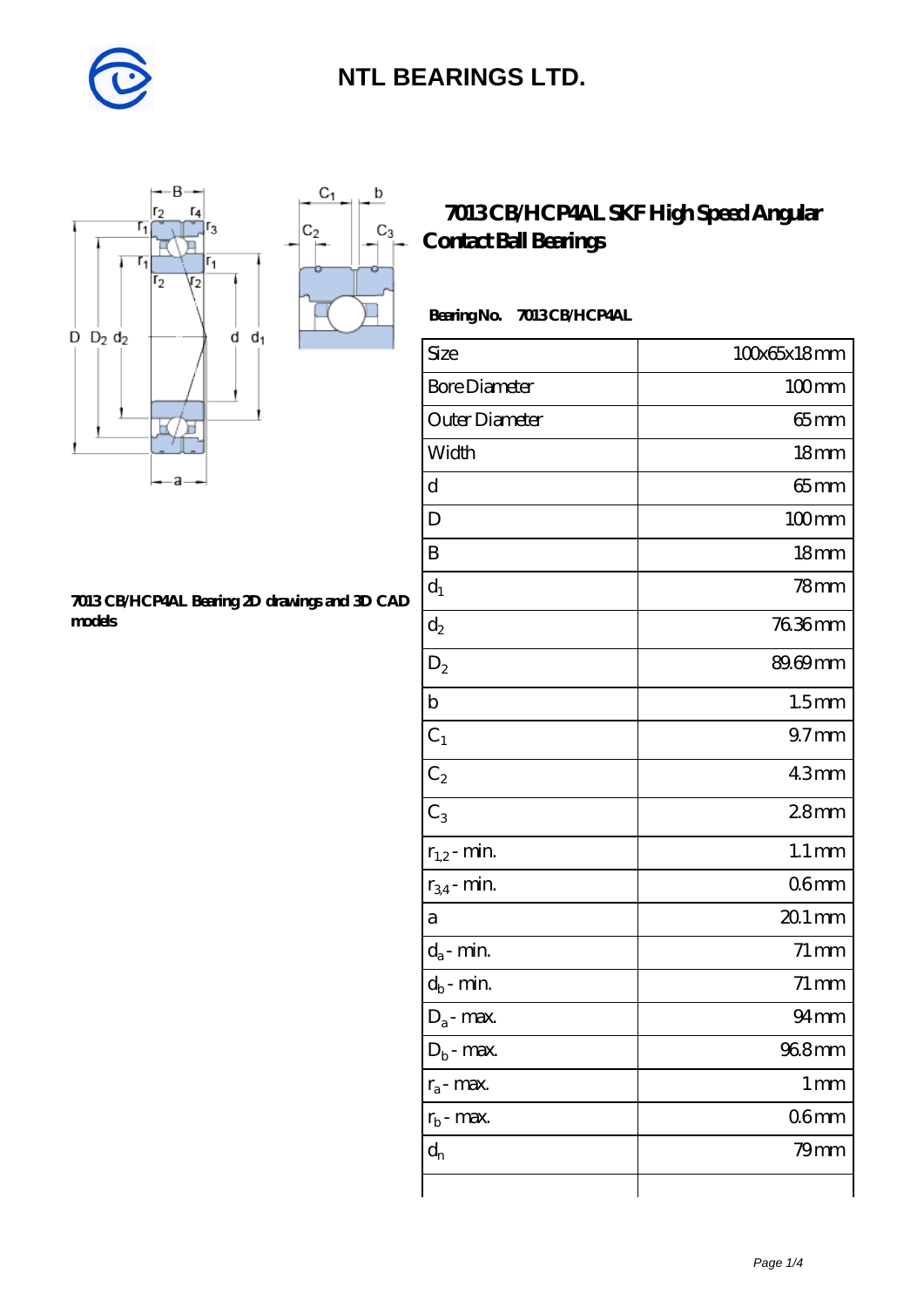# NTL BEARINGS LTD.

## 7013 CB/HCP4AL SKF High Speed Angular Contact Ball Bearings

7013 CB/HCP4AL Bearing 2D drawings and 3D CAD models

**Bearing No. 7013 CB/HCP4AL**

| Size | 100x65x18 mm |
|---|---|
| Bore Diameter | 100 mm |
| Outer Diameter | 65 mm |
| Width | 18 mm |
| d | 65 mm |
| D | 100 mm |
| B | 18 mm |
| $d_1$ | 78 mm |
| $d_2$ | 76.36 mm |
| $D_2$ | 89.69 mm |
| b | 1.5 mm |
| $C_1$ | 9.7 mm |
| $C_2$ | 4.3 mm |
| $C_3$ | 2.8 mm |
| $r_{1,2}$ - min. | 1.1 mm |
| $r_{3,4}$ - min. | 0.6 mm |
| a | 20.1 mm |
| $d_a$ - min. | 71 mm |
| $d_b$ - min. | 71 mm |
| $D_a$ - max. | 94 mm |
| $D_b$ - max. | 96.8 mm |
| $r_a$ - max. | 1 mm |
| $r_b$ - max. | 0.6 mm |
| $d_n$ | 79 mm |
| | |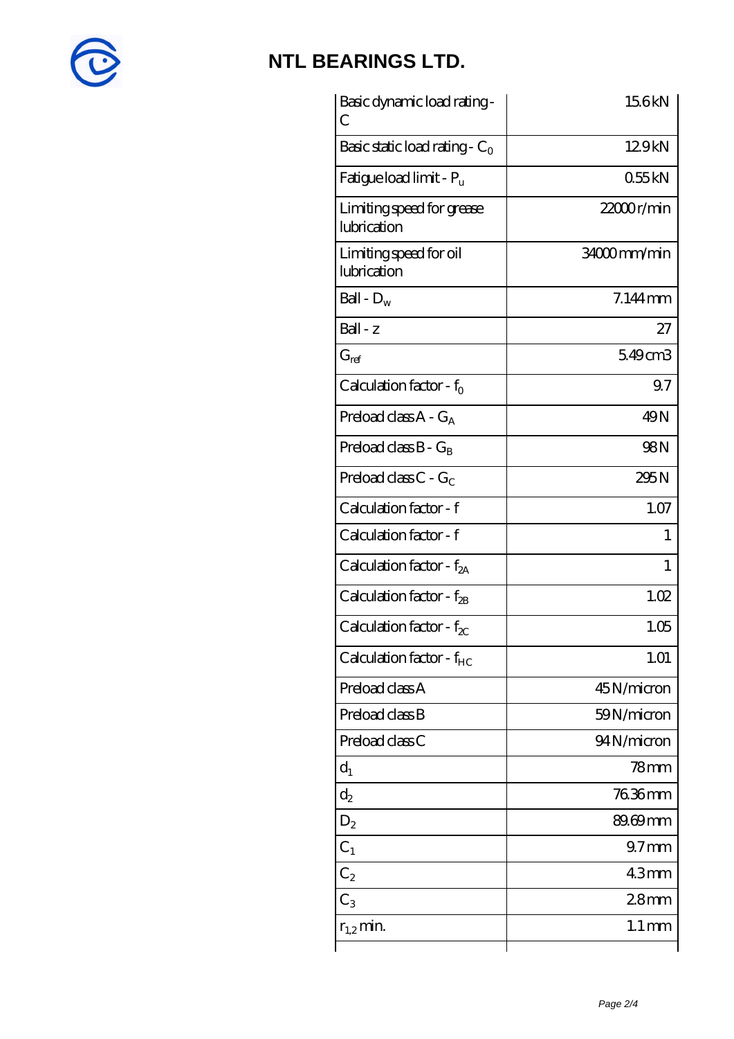## NTL BEARINGS LTD.

| | |
|---|---|
| Basic dynamic load rating - C | 15.6 kN |
| Basic static load rating - $C_0$ | 12.9 kN |
| Fatigue load limit - $P_u$ | 0.55 kN |
| Limiting speed for grease lubrication | 22000 r/min |
| Limiting speed for oil lubrication | 34000 mm/min |
| Ball - $D_w$ | 7.144 mm |
| Ball - z | 27 |
| $G_{ref}$ | 5.49 cm3 |
| Calculation factor - $f_0$ | 9.7 |
| Preload class A - $G_A$ | 49 N |
| Preload class B - $G_B$ | 98 N |
| Preload class C - $G_C$ | 295 N |
| Calculation factor - f | 1.07 |
| Calculation factor - f | 1 |
| Calculation factor - $f_{2A}$ | 1 |
| Calculation factor - $f_{2B}$ | 1.02 |
| Calculation factor - $f_{2C}$ | 1.05 |
| Calculation factor - $f_{HC}$ | 1.01 |
| Preload class A | 45 N/micron |
| Preload class B | 59 N/micron |
| Preload class C | 94 N/micron |
| $d_1$ | 78 mm |
| $d_2$ | 76.36 mm |
| $D_2$ | 89.69 mm |
| $C_1$ | 9.7 mm |
| $C_2$ | 4.3 mm |
| $C_3$ | 2.8 mm |
| $r_{1,2}$ min. | 1.1 mm |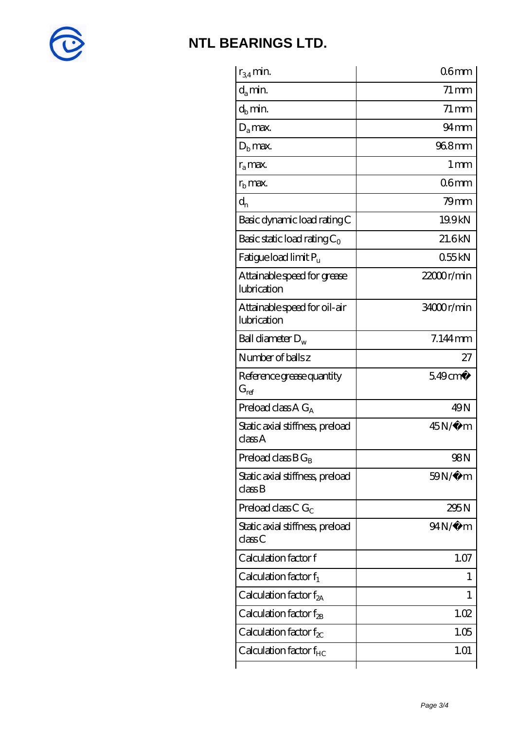# NTL BEARINGS LTD.

| | |
|---|---|
| $r_{3,4}$ min. | 0.6 mm |
| $d_a$ min. | 71 mm |
| $d_b$ min. | 71 mm |
| $D_a$ max. | 94 mm |
| $D_b$ max. | 96.8 mm |
| $r_a$ max. | 1 mm |
| $r_b$ max. | 0.6 mm |
| $d_n$ | 79 mm |
| Basic dynamic load rating C | 19.9 kN |
| Basic static load rating $C_0$ | 21.6 kN |
| Fatigue load limit $P_u$ | 0.55 kN |
| Attainable speed for grease lubrication | 22000 r/min |
| Attainable speed for oil-air lubrication | 34000 r/min |
| Ball diameter $D_w$ | 7.144 mm |
| Number of balls z | 27 |
| Reference grease quantity $G_{ref}$ | 5.49 cm� |
| Preload class A $G_A$ | 49 N |
| Static axial stiffness, preload class A | 45 N/�m |
| Preload class B $G_B$ | 98 N |
| Static axial stiffness, preload class B | 59 N/�m |
| Preload class C $G_C$ | 295 N |
| Static axial stiffness, preload class C | 94 N/�m |
| Calculation factor f | 1.07 |
| Calculation factor $f_1$ | 1 |
| Calculation factor $f_{2A}$ | 1 |
| Calculation factor $f_{2B}$ | 1.02 |
| Calculation factor $f_{2C}$ | 1.05 |
| Calculation factor $f_{HC}$ | 1.01 |
| | |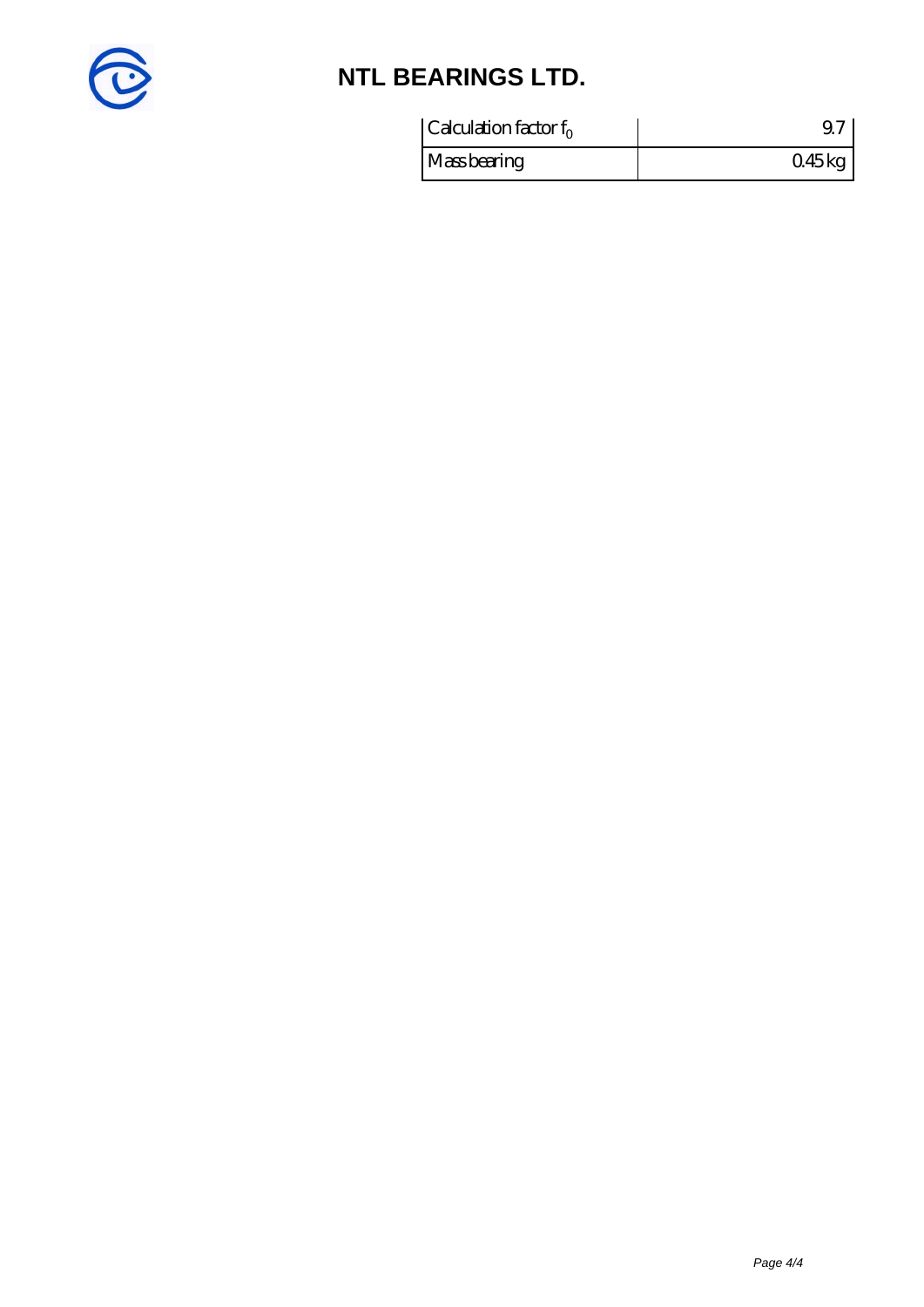| | |
|---|---|
| Calculation factor $f_0$ | 9.7 |
| Mass bearing | 0.45 kg |